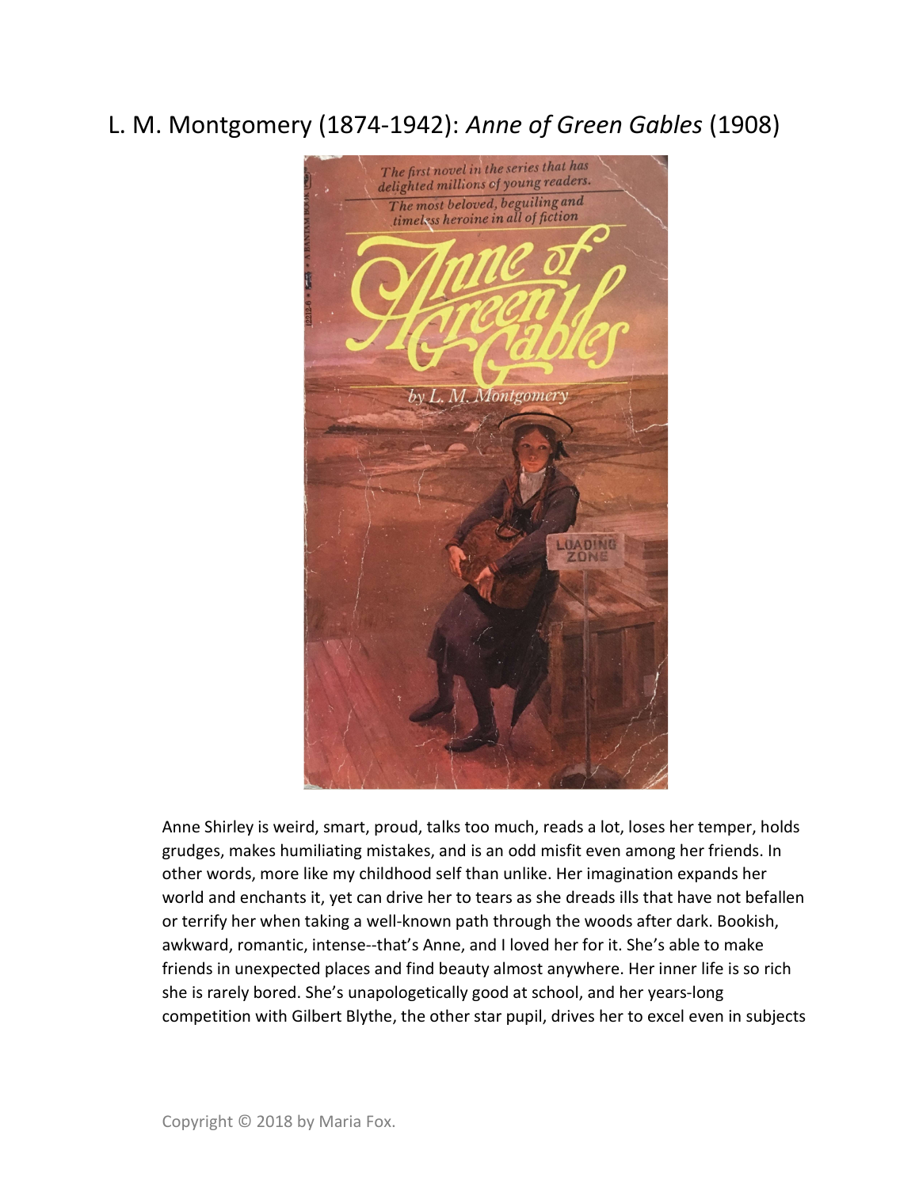# L. M. Montgomery (1874-1942): *Anne of Green Gables* (1908)

Anne Shirley is weird, smart, proud, talks too much, reads a lot, loses her temper, holds grudges, makes humiliating mistakes, and is an odd misfit even among her friends. In other words, more like my childhood self than unlike. Her imagination expands her world and enchants it, yet can drive her to tears as she dreads ills that have not befallen or terrify her when taking a well-known path through the woods after dark. Bookish, awkward, romantic, intense--that's Anne, and I loved her for it. She's able to make friends in unexpected places and find beauty almost anywhere. Her inner life is so rich she is rarely bored. She's unapologetically good at school, and her years-long competition with Gilbert Blythe, the other star pupil, drives her to excel even in subjects

Copyright © 2018 by Maria Fox.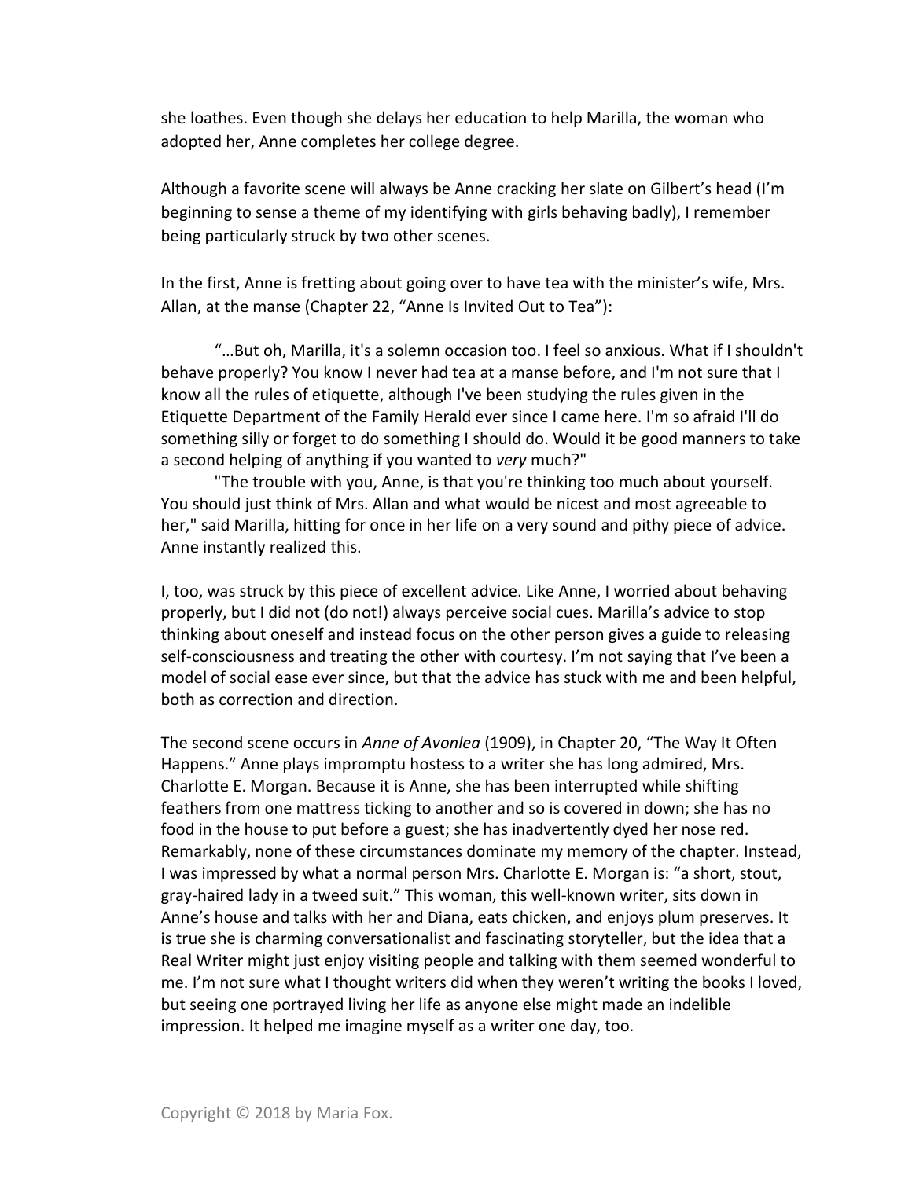she loathes. Even though she delays her education to help Marilla, the woman who adopted her, Anne completes her college degree.

Although a favorite scene will always be Anne cracking her slate on Gilbert's head (I'm beginning to sense a theme of my identifying with girls behaving badly), I remember being particularly struck by two other scenes.

In the first, Anne is fretting about going over to have tea with the minister's wife, Mrs. Allan, at the manse (Chapter 22, "Anne Is Invited Out to Tea"):

> "…But oh, Marilla, it's a solemn occasion too. I feel so anxious. What if I shouldn't behave properly? You know I never had tea at a manse before, and I'm not sure that I know all the rules of etiquette, although I've been studying the rules given in the Etiquette Department of the Family Herald ever since I came here. I'm so afraid I'll do something silly or forget to do something I should do. Would it be good manners to take a second helping of anything if you wanted to *very* much?"
>
> "The trouble with you, Anne, is that you're thinking too much about yourself. You should just think of Mrs. Allan and what would be nicest and most agreeable to her," said Marilla, hitting for once in her life on a very sound and pithy piece of advice. Anne instantly realized this.

I, too, was struck by this piece of excellent advice. Like Anne, I worried about behaving properly, but I did not (do not!) always perceive social cues. Marilla's advice to stop thinking about oneself and instead focus on the other person gives a guide to releasing self-consciousness and treating the other with courtesy. I'm not saying that I've been a model of social ease ever since, but that the advice has stuck with me and been helpful, both as correction and direction.

The second scene occurs in *Anne of Avonlea* (1909), in Chapter 20, "The Way It Often Happens." Anne plays impromptu hostess to a writer she has long admired, Mrs. Charlotte E. Morgan. Because it is Anne, she has been interrupted while shifting feathers from one mattress ticking to another and so is covered in down; she has no food in the house to put before a guest; she has inadvertently dyed her nose red. Remarkably, none of these circumstances dominate my memory of the chapter. Instead, I was impressed by what a normal person Mrs. Charlotte E. Morgan is: "a short, stout, gray-haired lady in a tweed suit." This woman, this well-known writer, sits down in Anne's house and talks with her and Diana, eats chicken, and enjoys plum preserves. It is true she is charming conversationalist and fascinating storyteller, but the idea that a Real Writer might just enjoy visiting people and talking with them seemed wonderful to me. I'm not sure what I thought writers did when they weren't writing the books I loved, but seeing one portrayed living her life as anyone else might made an indelible impression. It helped me imagine myself as a writer one day, too.

Copyright © 2018 by Maria Fox.